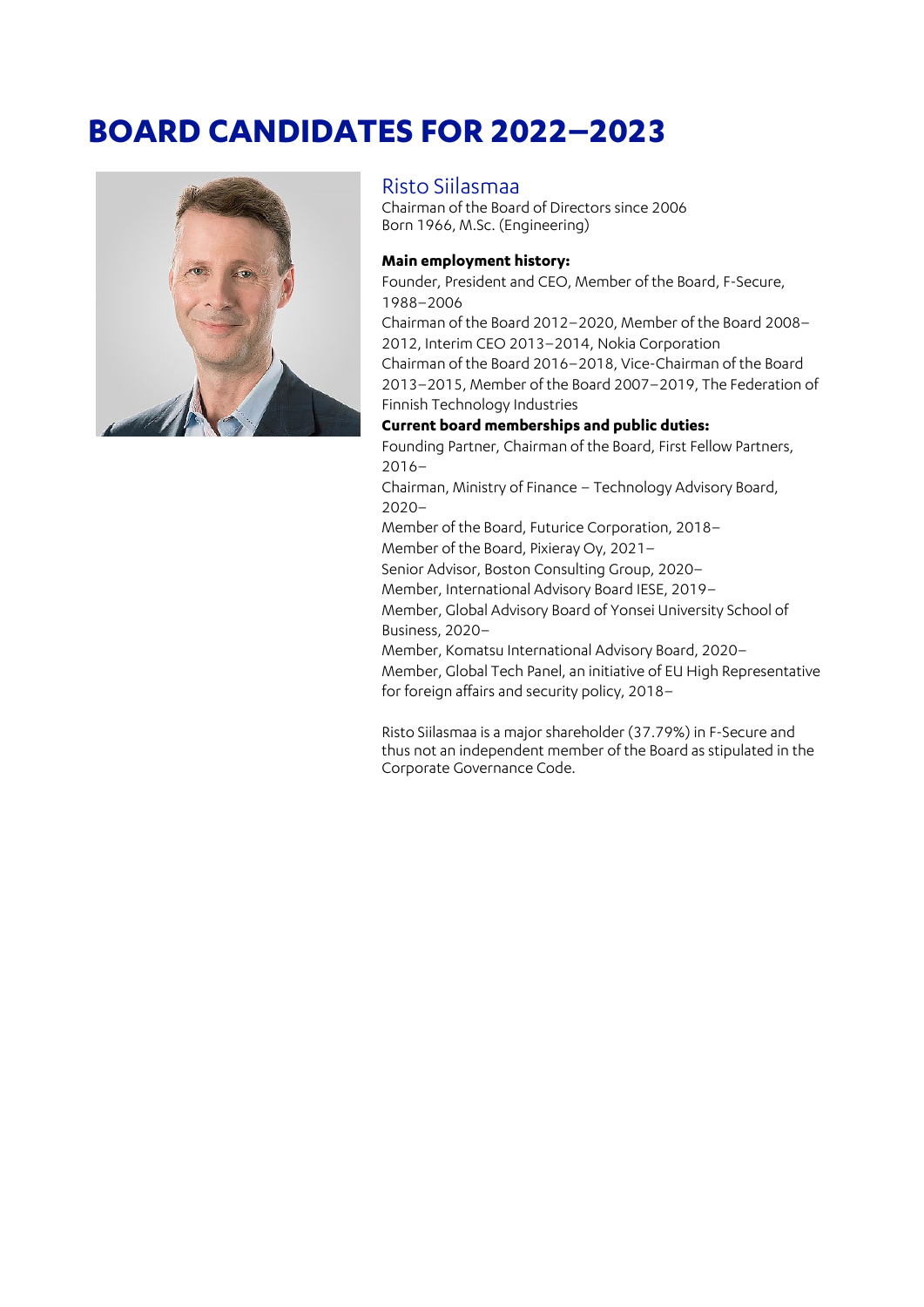# BOARD CANDIDATES FOR 2022–2023

## Risto Siilasmaa

Chairman of the Board of Directors since 2006
Born 1966, M.Sc. (Engineering)

**Main employment history:**

Founder, President and CEO, Member of the Board, F-Secure, 1988–2006
Chairman of the Board 2012–2020, Member of the Board 2008–2012, Interim CEO 2013–2014, Nokia Corporation
Chairman of the Board 2016–2018, Vice-Chairman of the Board 2013–2015, Member of the Board 2007–2019, The Federation of Finnish Technology Industries

**Current board memberships and public duties:**

Founding Partner, Chairman of the Board, First Fellow Partners, 2016–
Chairman, Ministry of Finance – Technology Advisory Board, 2020–
Member of the Board, Futurice Corporation, 2018–
Member of the Board, Pixieray Oy, 2021–
Senior Advisor, Boston Consulting Group, 2020–
Member, International Advisory Board IESE, 2019–
Member, Global Advisory Board of Yonsei University School of Business, 2020–
Member, Komatsu International Advisory Board, 2020–
Member, Global Tech Panel, an initiative of EU High Representative for foreign affairs and security policy, 2018–

Risto Siilasmaa is a major shareholder (37.79%) in F-Secure and thus not an independent member of the Board as stipulated in the Corporate Governance Code.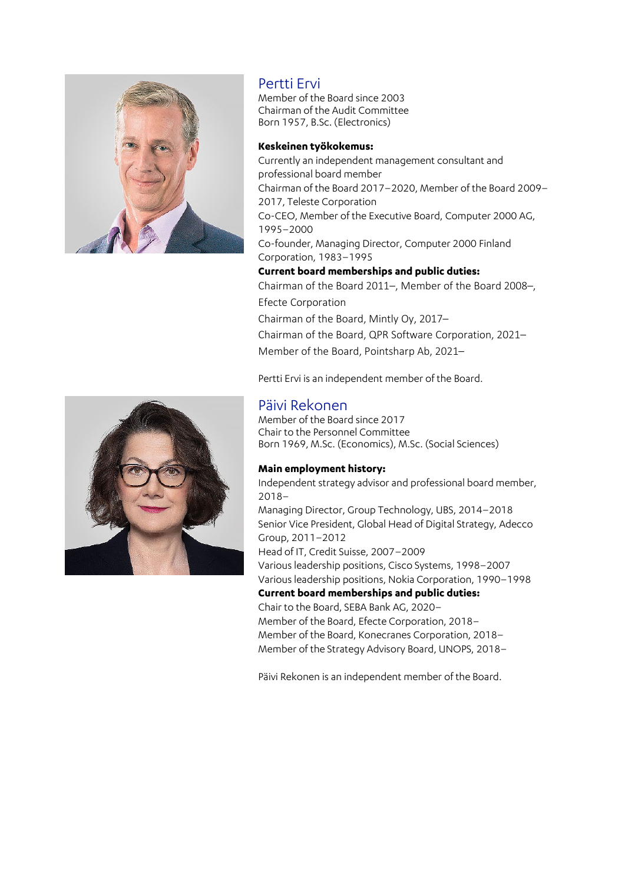## Pertti Ervi

Member of the Board since 2003
Chairman of the Audit Committee
Born 1957, B.Sc. (Electronics)

**Keskeinen työkokemus:**

Currently an independent management consultant and professional board member
Chairman of the Board 2017–2020, Member of the Board 2009–2017, Teleste Corporation
Co-CEO, Member of the Executive Board, Computer 2000 AG, 1995–2000
Co-founder, Managing Director, Computer 2000 Finland Corporation, 1983–1995

**Current board memberships and public duties:**

Chairman of the Board 2011–, Member of the Board 2008–, Efecte Corporation
Chairman of the Board, Mintly Oy, 2017–
Chairman of the Board, QPR Software Corporation, 2021–
Member of the Board, Pointsharp Ab, 2021–

Pertti Ervi is an independent member of the Board.

## Päivi Rekonen

Member of the Board since 2017
Chair to the Personnel Committee
Born 1969, M.Sc. (Economics), M.Sc. (Social Sciences)

**Main employment history:**

Independent strategy advisor and professional board member, 2018–
Managing Director, Group Technology, UBS, 2014–2018
Senior Vice President, Global Head of Digital Strategy, Adecco Group, 2011–2012
Head of IT, Credit Suisse, 2007–2009
Various leadership positions, Cisco Systems, 1998–2007
Various leadership positions, Nokia Corporation, 1990–1998

**Current board memberships and public duties:**

Chair to the Board, SEBA Bank AG, 2020–
Member of the Board, Efecte Corporation, 2018–
Member of the Board, Konecranes Corporation, 2018–
Member of the Strategy Advisory Board, UNOPS, 2018–

Päivi Rekonen is an independent member of the Board.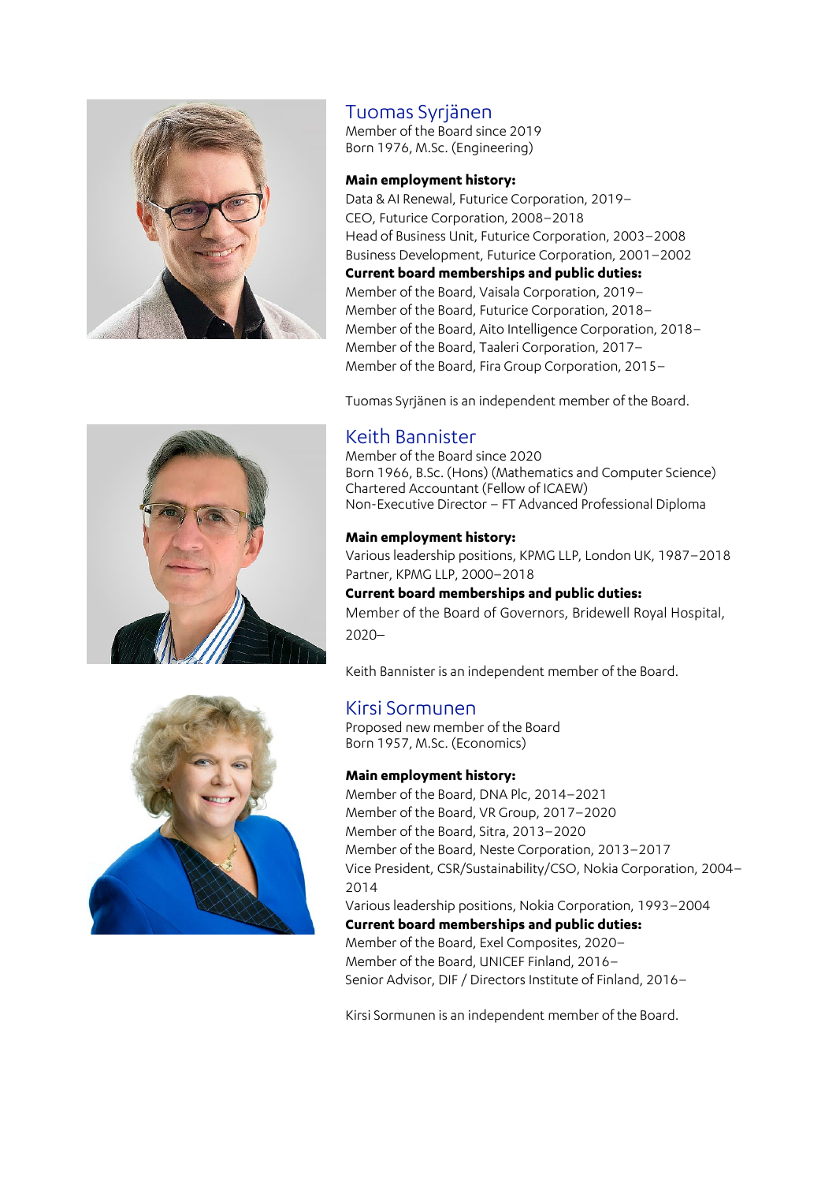## Tuomas Syrjänen

Member of the Board since 2019
Born 1976, M.Sc. (Engineering)

**Main employment history:**
Data & AI Renewal, Futurice Corporation, 2019–
CEO, Futurice Corporation, 2008–2018
Head of Business Unit, Futurice Corporation, 2003–2008
Business Development, Futurice Corporation, 2001–2002
**Current board memberships and public duties:**
Member of the Board, Vaisala Corporation, 2019–
Member of the Board, Futurice Corporation, 2018–
Member of the Board, Aito Intelligence Corporation, 2018–
Member of the Board, Taaleri Corporation, 2017–
Member of the Board, Fira Group Corporation, 2015–

Tuomas Syrjänen is an independent member of the Board.

## Keith Bannister

Member of the Board since 2020
Born 1966, B.Sc. (Hons) (Mathematics and Computer Science)
Chartered Accountant (Fellow of ICAEW)
Non-Executive Director – FT Advanced Professional Diploma

**Main employment history:**
Various leadership positions, KPMG LLP, London UK, 1987–2018
Partner, KPMG LLP, 2000–2018
**Current board memberships and public duties:**
Member of the Board of Governors, Bridewell Royal Hospital, 2020–

Keith Bannister is an independent member of the Board.

## Kirsi Sormunen

Proposed new member of the Board
Born 1957, M.Sc. (Economics)

**Main employment history:**
Member of the Board, DNA Plc, 2014–2021
Member of the Board, VR Group, 2017–2020
Member of the Board, Sitra, 2013–2020
Member of the Board, Neste Corporation, 2013–2017
Vice President, CSR/Sustainability/CSO, Nokia Corporation, 2004–2014
Various leadership positions, Nokia Corporation, 1993–2004
**Current board memberships and public duties:**
Member of the Board, Exel Composites, 2020–
Member of the Board, UNICEF Finland, 2016–
Senior Advisor, DIF / Directors Institute of Finland, 2016–

Kirsi Sormunen is an independent member of the Board.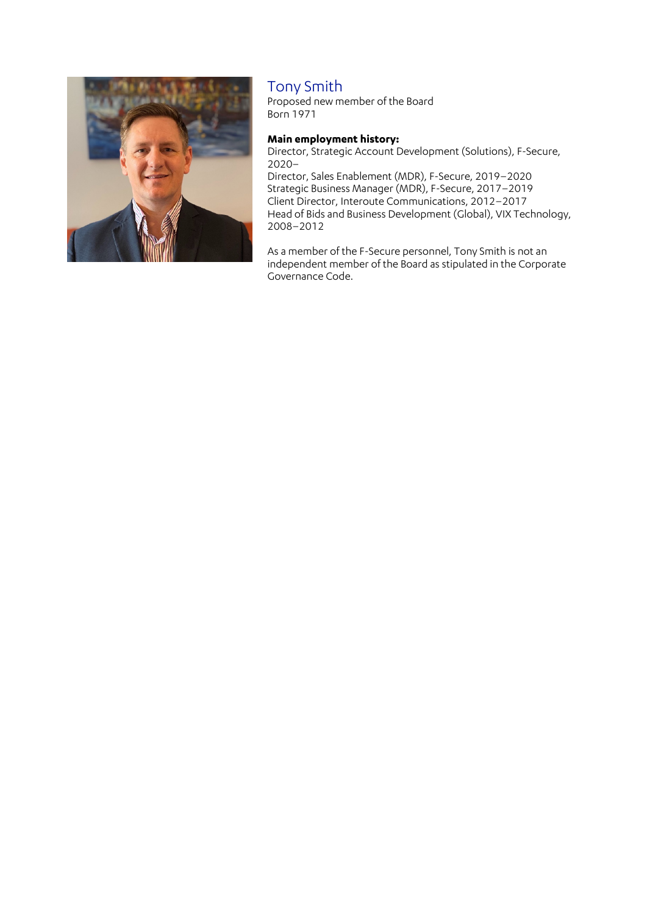## Tony Smith

Proposed new member of the Board
Born 1971

**Main employment history:**

Director, Strategic Account Development (Solutions), F-Secure, 2020–
Director, Sales Enablement (MDR), F-Secure, 2019–2020
Strategic Business Manager (MDR), F-Secure, 2017–2019
Client Director, Interoute Communications, 2012–2017
Head of Bids and Business Development (Global), VIX Technology, 2008–2012

As a member of the F-Secure personnel, Tony Smith is not an independent member of the Board as stipulated in the Corporate Governance Code.